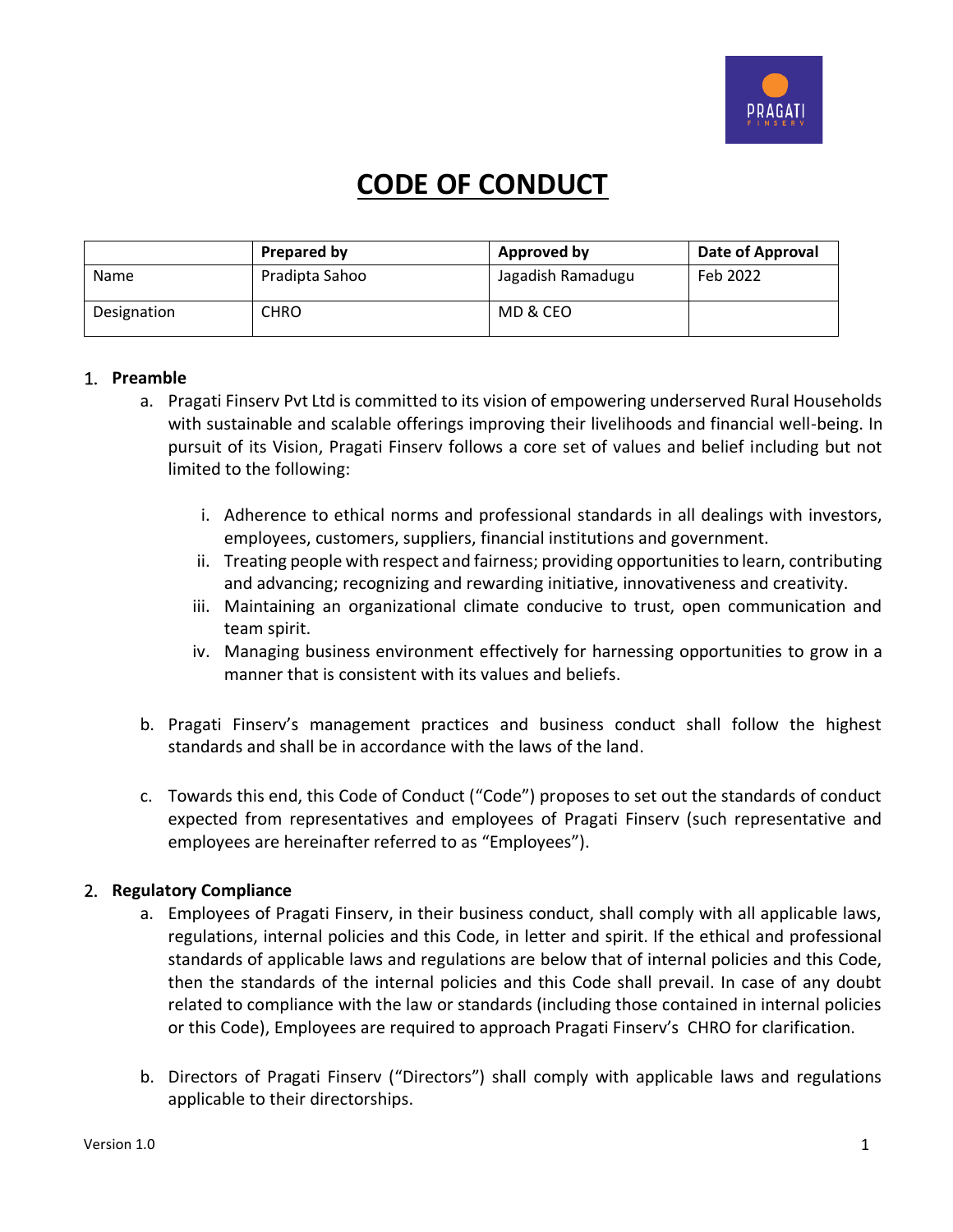# CODE OF CONDUCT

| | Prepared by | Approved by | Date of Approval |
|---|---|---|---|
| Name | Pradipta Sahoo | Jagadish Ramadugu | Feb 2022 |
| Designation | CHRO | MD & CEO | |

## 1. Preamble

a. Pragati Finserv Pvt Ltd is committed to its vision of empowering underserved Rural Households with sustainable and scalable offerings improving their livelihoods and financial well-being. In pursuit of its Vision, Pragati Finserv follows a core set of values and belief including but not limited to the following:

   i. Adherence to ethical norms and professional standards in all dealings with investors, employees, customers, suppliers, financial institutions and government.
   ii. Treating people with respect and fairness; providing opportunities to learn, contributing and advancing; recognizing and rewarding initiative, innovativeness and creativity.
   iii. Maintaining an organizational climate conducive to trust, open communication and team spirit.
   iv. Managing business environment effectively for harnessing opportunities to grow in a manner that is consistent with its values and beliefs.

b. Pragati Finserv's management practices and business conduct shall follow the highest standards and shall be in accordance with the laws of the land.

c. Towards this end, this Code of Conduct ("Code") proposes to set out the standards of conduct expected from representatives and employees of Pragati Finserv (such representative and employees are hereinafter referred to as "Employees").

## 2. Regulatory Compliance

a. Employees of Pragati Finserv, in their business conduct, shall comply with all applicable laws, regulations, internal policies and this Code, in letter and spirit. If the ethical and professional standards of applicable laws and regulations are below that of internal policies and this Code, then the standards of the internal policies and this Code shall prevail. In case of any doubt related to compliance with the law or standards (including those contained in internal policies or this Code), Employees are required to approach Pragati Finserv's CHRO for clarification.

b. Directors of Pragati Finserv ("Directors") shall comply with applicable laws and regulations applicable to their directorships.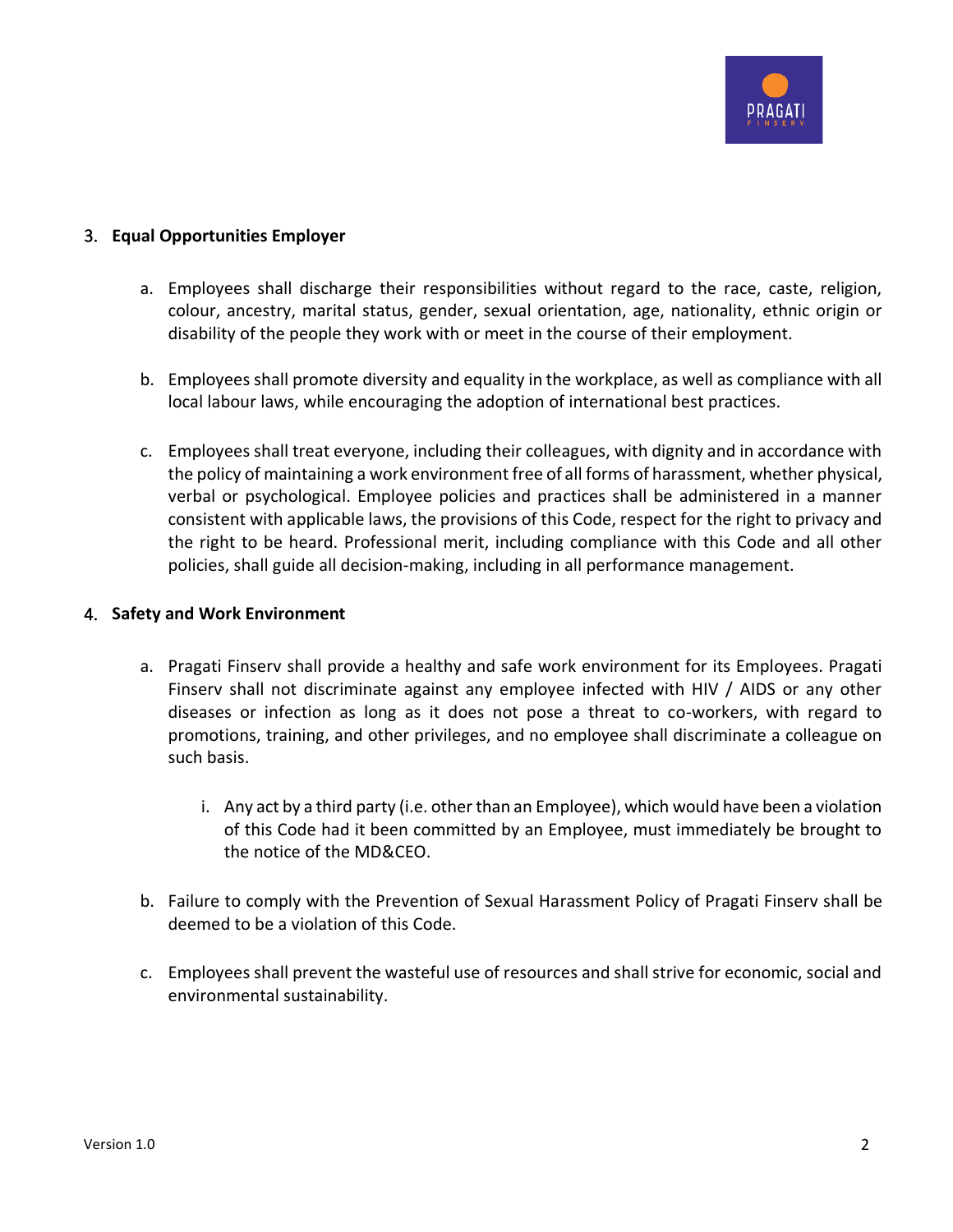## 3. Equal Opportunities Employer

a. Employees shall discharge their responsibilities without regard to the race, caste, religion, colour, ancestry, marital status, gender, sexual orientation, age, nationality, ethnic origin or disability of the people they work with or meet in the course of their employment.

b. Employees shall promote diversity and equality in the workplace, as well as compliance with all local labour laws, while encouraging the adoption of international best practices.

c. Employees shall treat everyone, including their colleagues, with dignity and in accordance with the policy of maintaining a work environment free of all forms of harassment, whether physical, verbal or psychological. Employee policies and practices shall be administered in a manner consistent with applicable laws, the provisions of this Code, respect for the right to privacy and the right to be heard. Professional merit, including compliance with this Code and all other policies, shall guide all decision-making, including in all performance management.

## 4. Safety and Work Environment

a. Pragati Finserv shall provide a healthy and safe work environment for its Employees. Pragati Finserv shall not discriminate against any employee infected with HIV / AIDS or any other diseases or infection as long as it does not pose a threat to co-workers, with regard to promotions, training, and other privileges, and no employee shall discriminate a colleague on such basis.

   i. Any act by a third party (i.e. other than an Employee), which would have been a violation of this Code had it been committed by an Employee, must immediately be brought to the notice of the MD&CEO.

b. Failure to comply with the Prevention of Sexual Harassment Policy of Pragati Finserv shall be deemed to be a violation of this Code.

c. Employees shall prevent the wasteful use of resources and shall strive for economic, social and environmental sustainability.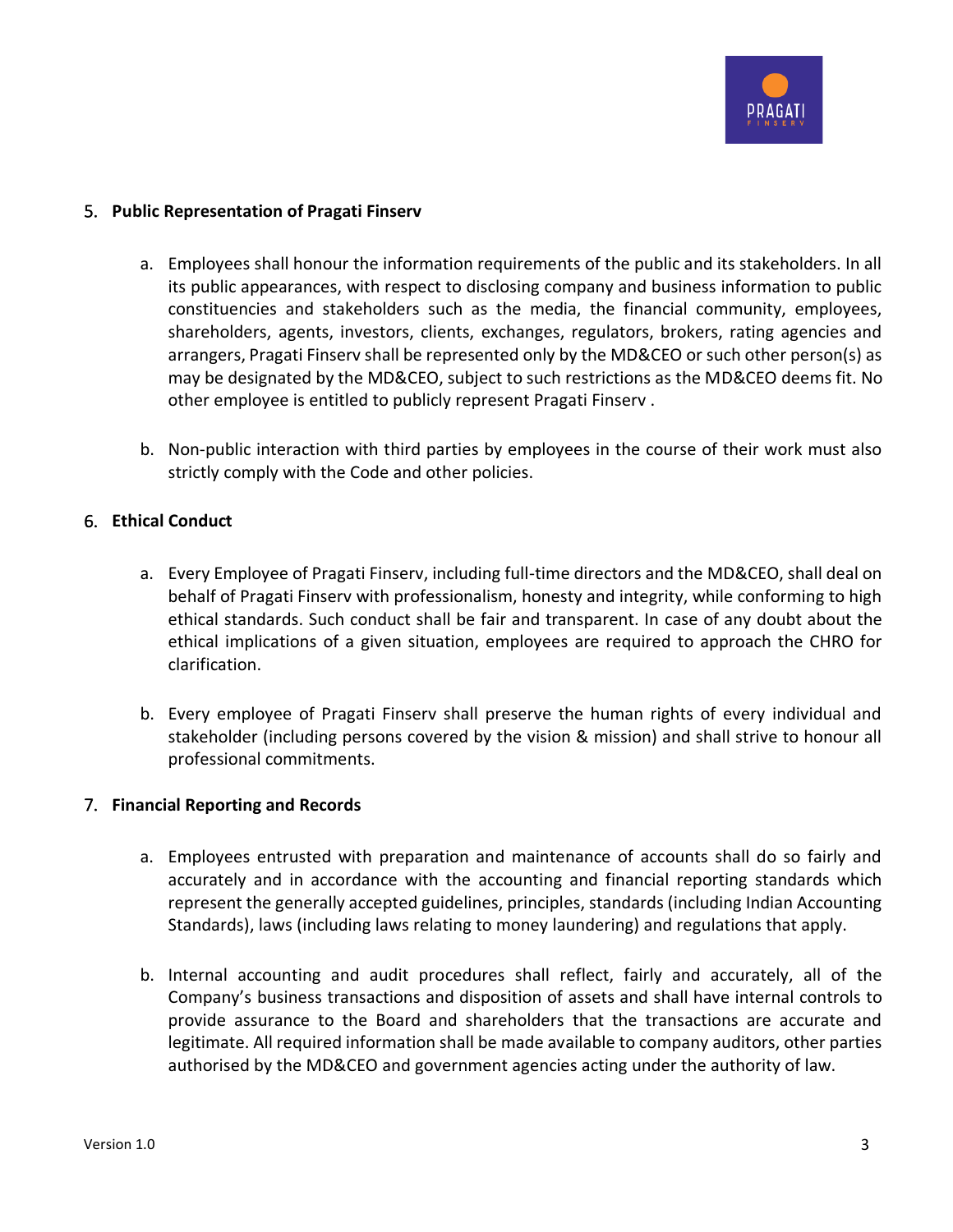## 5. Public Representation of Pragati Finserv

a. Employees shall honour the information requirements of the public and its stakeholders. In all its public appearances, with respect to disclosing company and business information to public constituencies and stakeholders such as the media, the financial community, employees, shareholders, agents, investors, clients, exchanges, regulators, brokers, rating agencies and arrangers, Pragati Finserv shall be represented only by the MD&CEO or such other person(s) as may be designated by the MD&CEO, subject to such restrictions as the MD&CEO deems fit. No other employee is entitled to publicly represent Pragati Finserv .

b. Non-public interaction with third parties by employees in the course of their work must also strictly comply with the Code and other policies.

## 6. Ethical Conduct

a. Every Employee of Pragati Finserv, including full-time directors and the MD&CEO, shall deal on behalf of Pragati Finserv with professionalism, honesty and integrity, while conforming to high ethical standards. Such conduct shall be fair and transparent. In case of any doubt about the ethical implications of a given situation, employees are required to approach the CHRO for clarification.

b. Every employee of Pragati Finserv shall preserve the human rights of every individual and stakeholder (including persons covered by the vision & mission) and shall strive to honour all professional commitments.

## 7. Financial Reporting and Records

a. Employees entrusted with preparation and maintenance of accounts shall do so fairly and accurately and in accordance with the accounting and financial reporting standards which represent the generally accepted guidelines, principles, standards (including Indian Accounting Standards), laws (including laws relating to money laundering) and regulations that apply.

b. Internal accounting and audit procedures shall reflect, fairly and accurately, all of the Company's business transactions and disposition of assets and shall have internal controls to provide assurance to the Board and shareholders that the transactions are accurate and legitimate. All required information shall be made available to company auditors, other parties authorised by the MD&CEO and government agencies acting under the authority of law.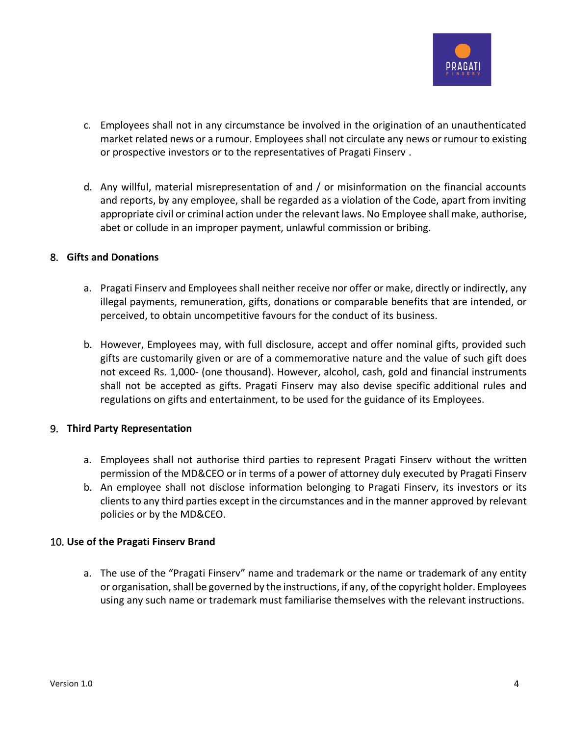c. Employees shall not in any circumstance be involved in the origination of an unauthenticated market related news or a rumour. Employees shall not circulate any news or rumour to existing or prospective investors or to the representatives of Pragati Finserv .

d. Any willful, material misrepresentation of and / or misinformation on the financial accounts and reports, by any employee, shall be regarded as a violation of the Code, apart from inviting appropriate civil or criminal action under the relevant laws. No Employee shall make, authorise, abet or collude in an improper payment, unlawful commission or bribing.

## 8. Gifts and Donations

a. Pragati Finserv and Employees shall neither receive nor offer or make, directly or indirectly, any illegal payments, remuneration, gifts, donations or comparable benefits that are intended, or perceived, to obtain uncompetitive favours for the conduct of its business.

b. However, Employees may, with full disclosure, accept and offer nominal gifts, provided such gifts are customarily given or are of a commemorative nature and the value of such gift does not exceed Rs. 1,000- (one thousand). However, alcohol, cash, gold and financial instruments shall not be accepted as gifts. Pragati Finserv may also devise specific additional rules and regulations on gifts and entertainment, to be used for the guidance of its Employees.

## 9. Third Party Representation

a. Employees shall not authorise third parties to represent Pragati Finserv without the written permission of the MD&CEO or in terms of a power of attorney duly executed by Pragati Finserv

b. An employee shall not disclose information belonging to Pragati Finserv, its investors or its clients to any third parties except in the circumstances and in the manner approved by relevant policies or by the MD&CEO.

## 10. Use of the Pragati Finserv Brand

a. The use of the “Pragati Finserv” name and trademark or the name or trademark of any entity or organisation, shall be governed by the instructions, if any, of the copyright holder. Employees using any such name or trademark must familiarise themselves with the relevant instructions.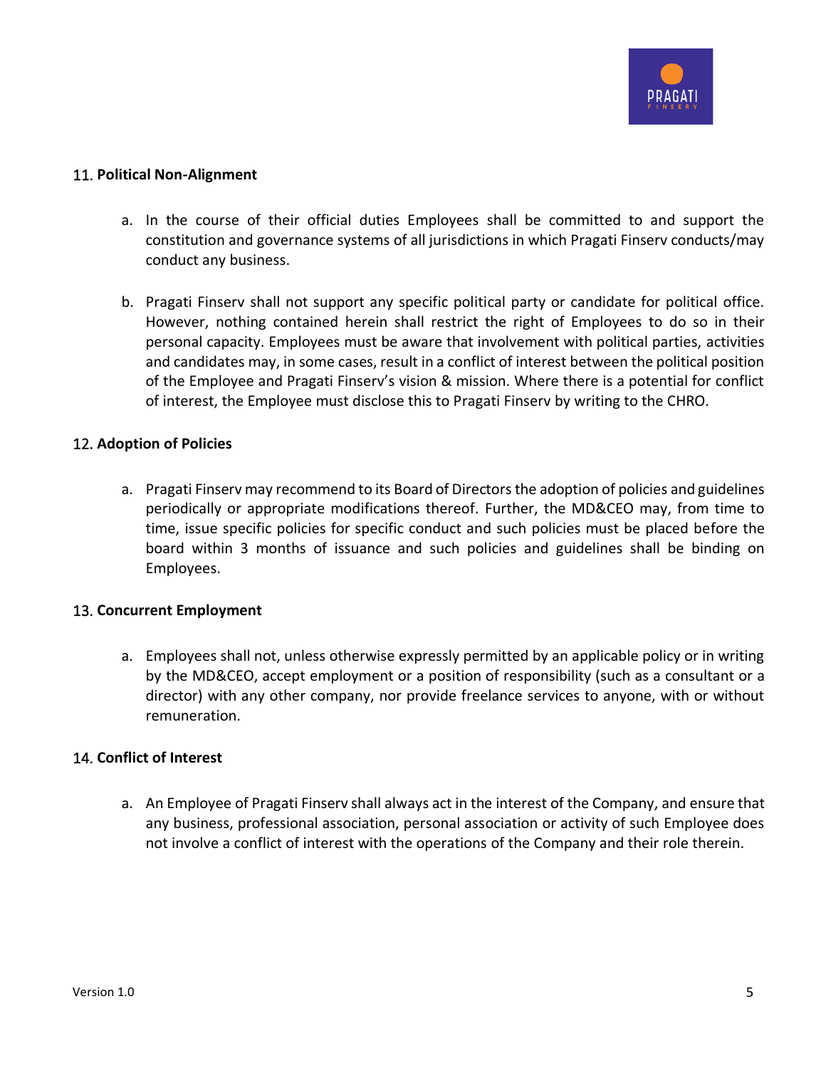## 11. Political Non-Alignment

a. In the course of their official duties Employees shall be committed to and support the constitution and governance systems of all jurisdictions in which Pragati Finserv conducts/may conduct any business.

b. Pragati Finserv shall not support any specific political party or candidate for political office. However, nothing contained herein shall restrict the right of Employees to do so in their personal capacity. Employees must be aware that involvement with political parties, activities and candidates may, in some cases, result in a conflict of interest between the political position of the Employee and Pragati Finserv's vision & mission. Where there is a potential for conflict of interest, the Employee must disclose this to Pragati Finserv by writing to the CHRO.

## 12. Adoption of Policies

a. Pragati Finserv may recommend to its Board of Directors the adoption of policies and guidelines periodically or appropriate modifications thereof. Further, the MD&CEO may, from time to time, issue specific policies for specific conduct and such policies must be placed before the board within 3 months of issuance and such policies and guidelines shall be binding on Employees.

## 13. Concurrent Employment

a. Employees shall not, unless otherwise expressly permitted by an applicable policy or in writing by the MD&CEO, accept employment or a position of responsibility (such as a consultant or a director) with any other company, nor provide freelance services to anyone, with or without remuneration.

## 14. Conflict of Interest

a. An Employee of Pragati Finserv shall always act in the interest of the Company, and ensure that any business, professional association, personal association or activity of such Employee does not involve a conflict of interest with the operations of the Company and their role therein.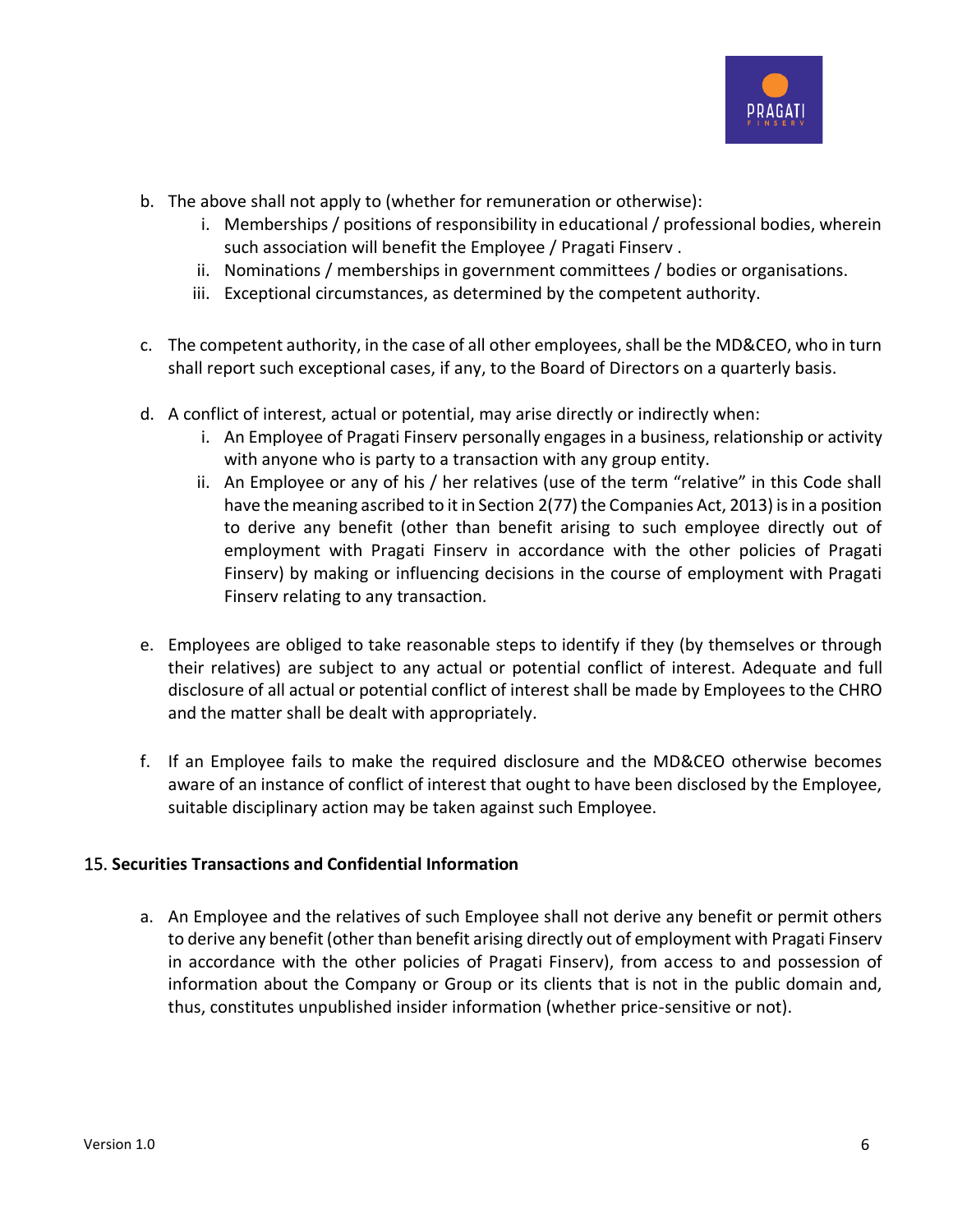b. The above shall not apply to (whether for remuneration or otherwise):
   i. Memberships / positions of responsibility in educational / professional bodies, wherein such association will benefit the Employee / Pragati Finserv .
   ii. Nominations / memberships in government committees / bodies or organisations.
   iii. Exceptional circumstances, as determined by the competent authority.

c. The competent authority, in the case of all other employees, shall be the MD&CEO, who in turn shall report such exceptional cases, if any, to the Board of Directors on a quarterly basis.

d. A conflict of interest, actual or potential, may arise directly or indirectly when:
   i. An Employee of Pragati Finserv personally engages in a business, relationship or activity with anyone who is party to a transaction with any group entity.
   ii. An Employee or any of his / her relatives (use of the term "relative" in this Code shall have the meaning ascribed to it in Section 2(77) the Companies Act, 2013) is in a position to derive any benefit (other than benefit arising to such employee directly out of employment with Pragati Finserv in accordance with the other policies of Pragati Finserv) by making or influencing decisions in the course of employment with Pragati Finserv relating to any transaction.

e. Employees are obliged to take reasonable steps to identify if they (by themselves or through their relatives) are subject to any actual or potential conflict of interest. Adequate and full disclosure of all actual or potential conflict of interest shall be made by Employees to the CHRO and the matter shall be dealt with appropriately.

f. If an Employee fails to make the required disclosure and the MD&CEO otherwise becomes aware of an instance of conflict of interest that ought to have been disclosed by the Employee, suitable disciplinary action may be taken against such Employee.

## 15. **Securities Transactions and Confidential Information**

a. An Employee and the relatives of such Employee shall not derive any benefit or permit others to derive any benefit (other than benefit arising directly out of employment with Pragati Finserv in accordance with the other policies of Pragati Finserv), from access to and possession of information about the Company or Group or its clients that is not in the public domain and, thus, constitutes unpublished insider information (whether price-sensitive or not).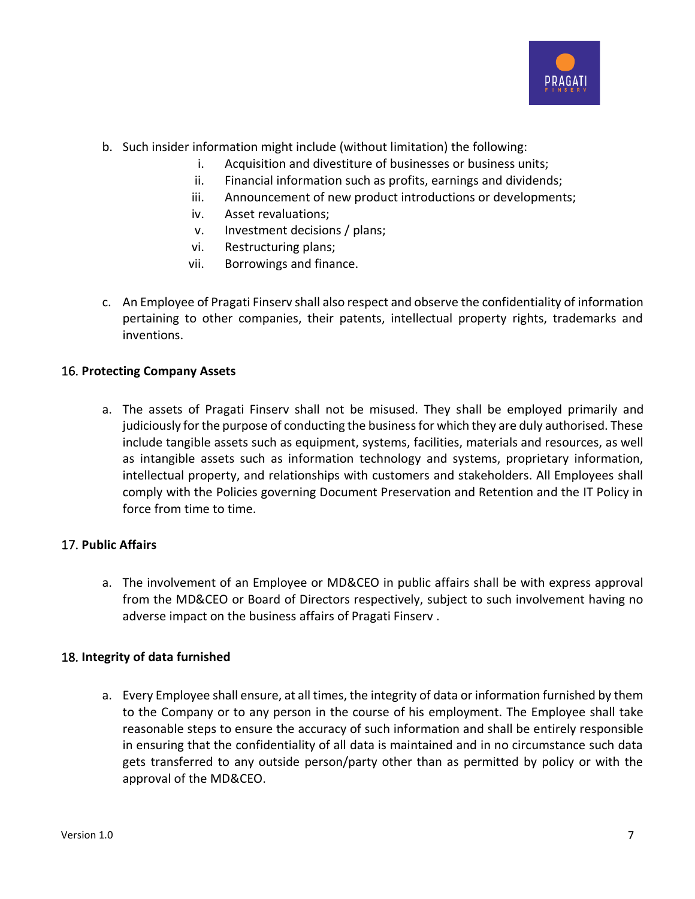b. Such insider information might include (without limitation) the following:
   i. Acquisition and divestiture of businesses or business units;
   ii. Financial information such as profits, earnings and dividends;
   iii. Announcement of new product introductions or developments;
   iv. Asset revaluations;
   v. Investment decisions / plans;
   vi. Restructuring plans;
   vii. Borrowings and finance.

c. An Employee of Pragati Finserv shall also respect and observe the confidentiality of information pertaining to other companies, their patents, intellectual property rights, trademarks and inventions.

## 16. Protecting Company Assets

a. The assets of Pragati Finserv shall not be misused. They shall be employed primarily and judiciously for the purpose of conducting the business for which they are duly authorised. These include tangible assets such as equipment, systems, facilities, materials and resources, as well as intangible assets such as information technology and systems, proprietary information, intellectual property, and relationships with customers and stakeholders. All Employees shall comply with the Policies governing Document Preservation and Retention and the IT Policy in force from time to time.

## 17. Public Affairs

a. The involvement of an Employee or MD&CEO in public affairs shall be with express approval from the MD&CEO or Board of Directors respectively, subject to such involvement having no adverse impact on the business affairs of Pragati Finserv .

## 18. Integrity of data furnished

a. Every Employee shall ensure, at all times, the integrity of data or information furnished by them to the Company or to any person in the course of his employment. The Employee shall take reasonable steps to ensure the accuracy of such information and shall be entirely responsible in ensuring that the confidentiality of all data is maintained and in no circumstance such data gets transferred to any outside person/party other than as permitted by policy or with the approval of the MD&CEO.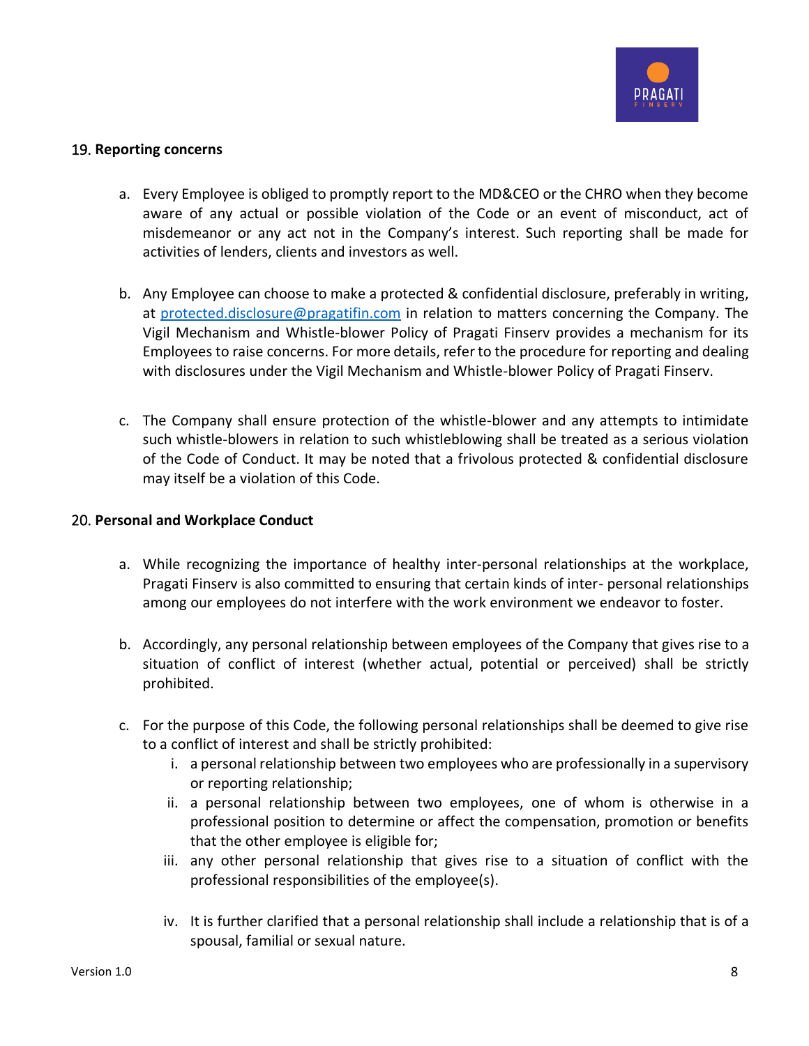## 19. Reporting concerns

a. Every Employee is obliged to promptly report to the MD&CEO or the CHRO when they become aware of any actual or possible violation of the Code or an event of misconduct, act of misdemeanor or any act not in the Company's interest. Such reporting shall be made for activities of lenders, clients and investors as well.

b. Any Employee can choose to make a protected & confidential disclosure, preferably in writing, at protected.disclosure@pragatifin.com in relation to matters concerning the Company. The Vigil Mechanism and Whistle-blower Policy of Pragati Finserv provides a mechanism for its Employees to raise concerns. For more details, refer to the procedure for reporting and dealing with disclosures under the Vigil Mechanism and Whistle-blower Policy of Pragati Finserv.

c. The Company shall ensure protection of the whistle-blower and any attempts to intimidate such whistle-blowers in relation to such whistleblowing shall be treated as a serious violation of the Code of Conduct. It may be noted that a frivolous protected & confidential disclosure may itself be a violation of this Code.

## 20. Personal and Workplace Conduct

a. While recognizing the importance of healthy inter-personal relationships at the workplace, Pragati Finserv is also committed to ensuring that certain kinds of inter- personal relationships among our employees do not interfere with the work environment we endeavor to foster.

b. Accordingly, any personal relationship between employees of the Company that gives rise to a situation of conflict of interest (whether actual, potential or perceived) shall be strictly prohibited.

c. For the purpose of this Code, the following personal relationships shall be deemed to give rise to a conflict of interest and shall be strictly prohibited:
   i. a personal relationship between two employees who are professionally in a supervisory or reporting relationship;
   ii. a personal relationship between two employees, one of whom is otherwise in a professional position to determine or affect the compensation, promotion or benefits that the other employee is eligible for;
   iii. any other personal relationship that gives rise to a situation of conflict with the professional responsibilities of the employee(s).

   iv. It is further clarified that a personal relationship shall include a relationship that is of a spousal, familial or sexual nature.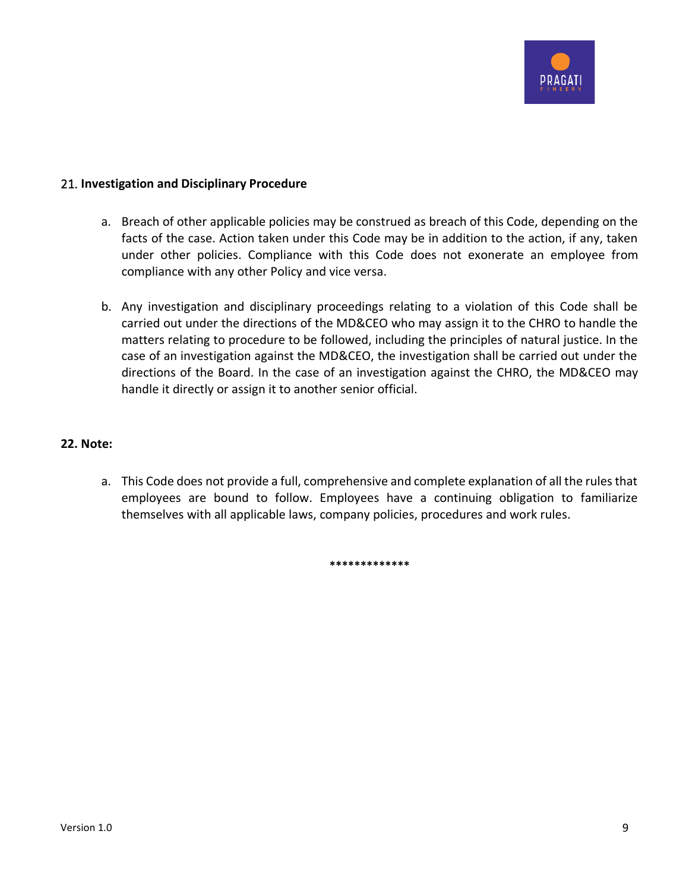## 21. Investigation and Disciplinary Procedure

a. Breach of other applicable policies may be construed as breach of this Code, depending on the facts of the case. Action taken under this Code may be in addition to the action, if any, taken under other policies. Compliance with this Code does not exonerate an employee from compliance with any other Policy and vice versa.

b. Any investigation and disciplinary proceedings relating to a violation of this Code shall be carried out under the directions of the MD&CEO who may assign it to the CHRO to handle the matters relating to procedure to be followed, including the principles of natural justice. In the case of an investigation against the MD&CEO, the investigation shall be carried out under the directions of the Board. In the case of an investigation against the CHRO, the MD&CEO may handle it directly or assign it to another senior official.

## 22. Note:

a. This Code does not provide a full, comprehensive and complete explanation of all the rules that employees are bound to follow. Employees have a continuing obligation to familiarize themselves with all applicable laws, company policies, procedures and work rules.

*************